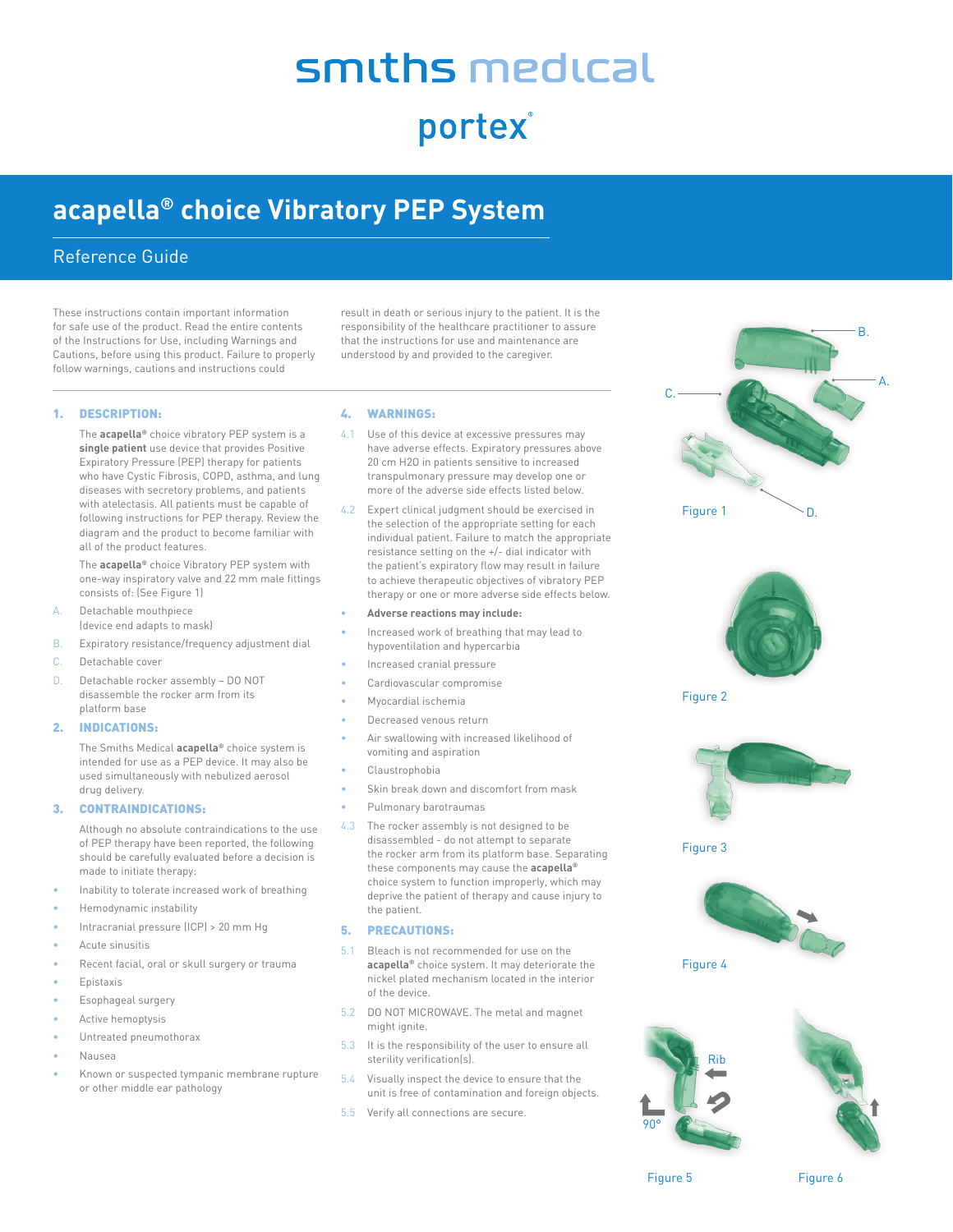smiths medical

portex®

# acapella® choice Vibratory PEP System

## Reference Guide

These instructions contain important information for safe use of the product. Read the entire contents of the Instructions for Use, including Warnings and Cautions, before using this product. Failure to properly follow warnings, cautions and instructions could result in death or serious injury to the patient. It is the responsibility of the healthcare practitioner to assure that the instructions for use and maintenance are understood by and provided to the caregiver.

### 1. DESCRIPTION:

The **acapella®** choice vibratory PEP system is a **single patient** use device that provides Positive Expiratory Pressure (PEP) therapy for patients who have Cystic Fibrosis, COPD, asthma, and lung diseases with secretory problems, and patients with atelectasis. All patients must be capable of following instructions for PEP therapy. Review the diagram and the product to become familiar with all of the product features.

The **acapella®** choice Vibratory PEP system with one-way inspiratory valve and 22 mm male fittings consists of: (See Figure 1)

A. Detachable mouthpiece (device end adapts to mask)

B. Expiratory resistance/frequency adjustment dial

C. Detachable cover

D. Detachable rocker assembly – DO NOT disassemble the rocker arm from its platform base

### 2. INDICATIONS:

The Smiths Medical **acapella®** choice system is intended for use as a PEP device. It may also be used simultaneously with nebulized aerosol drug delivery.

### 3. CONTRAINDICATIONS:

Although no absolute contraindications to the use of PEP therapy have been reported, the following should be carefully evaluated before a decision is made to initiate therapy:

- Inability to tolerate increased work of breathing
- Hemodynamic instability
- Intracranial pressure (ICP) > 20 mm Hg
- Acute sinusitis
- Recent facial, oral or skull surgery or trauma
- Epistaxis
- Esophageal surgery
- Active hemoptysis
- Untreated pneumothorax
- Nausea
- Known or suspected tympanic membrane rupture or other middle ear pathology

### 4. WARNINGS:

4.1 Use of this device at excessive pressures may have adverse effects. Expiratory pressures above 20 cm H2O in patients sensitive to increased transpulmonary pressure may develop one or more of the adverse side effects listed below.

4.2 Expert clinical judgment should be exercised in the selection of the appropriate setting for each individual patient. Failure to match the appropriate resistance setting on the +/- dial indicator with the patient's expiratory flow may result in failure to achieve therapeutic objectives of vibratory PEP therapy or one or more adverse side effects below.

- **Adverse reactions may include:**
- Increased work of breathing that may lead to hypoventilation and hypercarbia
- Increased cranial pressure
- Cardiovascular compromise
- Myocardial ischemia
- Decreased venous return
- Air swallowing with increased likelihood of vomiting and aspiration
- Claustrophobia
- Skin break down and discomfort from mask
- Pulmonary barotraumas

4.3 The rocker assembly is not designed to be disassembled - do not attempt to separate the rocker arm from its platform base. Separating these components may cause the **acapella®** choice system to function improperly, which may deprive the patient of therapy and cause injury to the patient.

### 5. PRECAUTIONS:

5.1 Bleach is not recommended for use on the **acapella®** choice system. It may deteriorate the nickel plated mechanism located in the interior of the device.

5.2 DO NOT MICROWAVE. The metal and magnet might ignite.

5.3 It is the responsibility of the user to ensure all sterility verification(s).

5.4 Visually inspect the device to ensure that the unit is free of contamination and foreign objects.

5.5 Verify all connections are secure.

Figure 1

Figure 2

Figure 3

Figure 4

Figure 5

Figure 6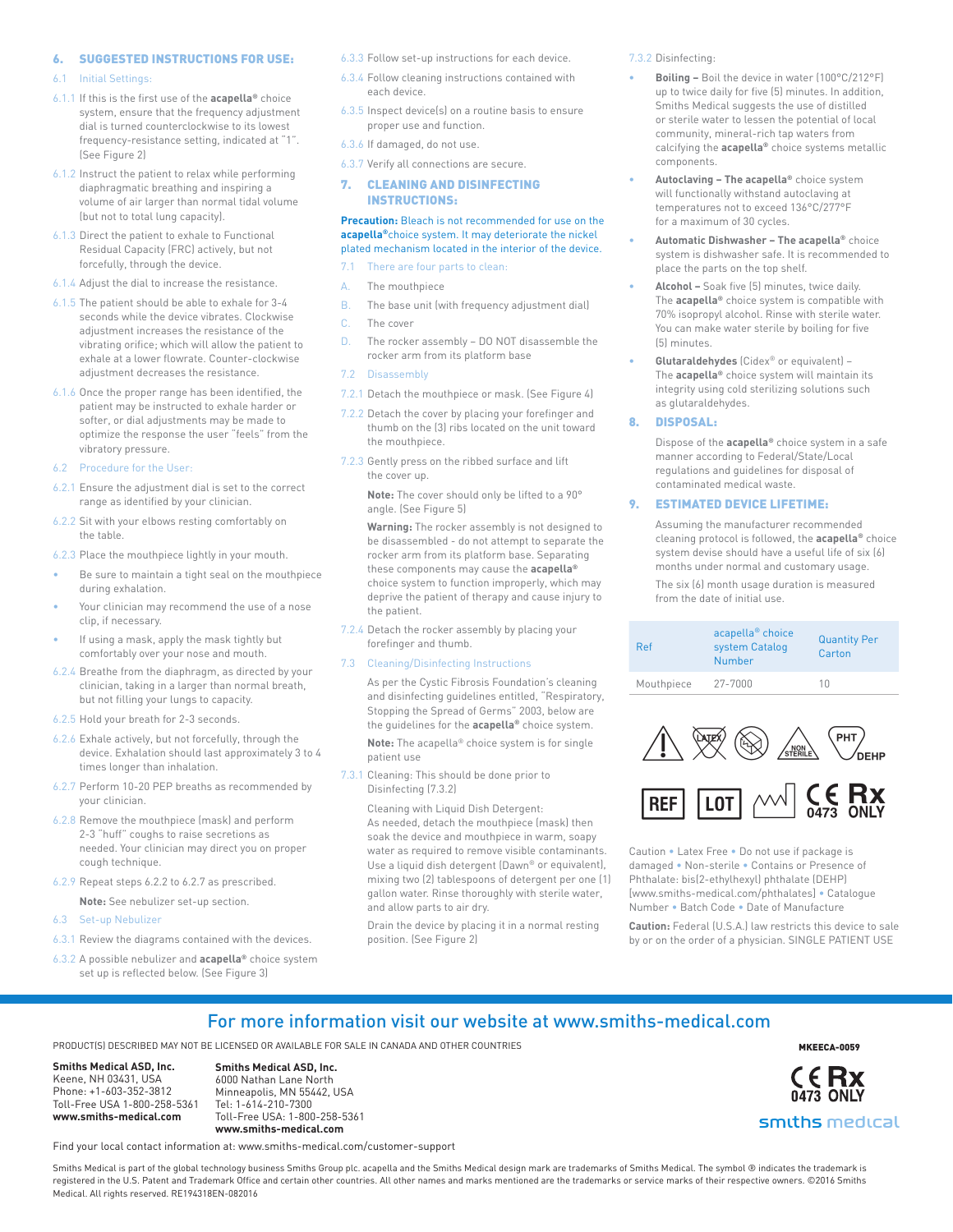## 6. SUGGESTED INSTRUCTIONS FOR USE:

### 6.1 Initial Settings:

6.1.1 If this is the first use of the **acapella®** choice system, ensure that the frequency adjustment dial is turned counterclockwise to its lowest frequency-resistance setting, indicated at "1". (See Figure 2)

6.1.2 Instruct the patient to relax while performing diaphragmatic breathing and inspiring a volume of air larger than normal tidal volume (but not to total lung capacity).

6.1.3 Direct the patient to exhale to Functional Residual Capacity (FRC) actively, but not forcefully, through the device.

6.1.4 Adjust the dial to increase the resistance.

6.1.5 The patient should be able to exhale for 3-4 seconds while the device vibrates. Clockwise adjustment increases the resistance of the vibrating orifice; which will allow the patient to exhale at a lower flowrate. Counter-clockwise adjustment decreases the resistance.

6.1.6 Once the proper range has been identified, the patient may be instructed to exhale harder or softer, or dial adjustments may be made to optimize the response the user "feels" from the vibratory pressure.

### 6.2 Procedure for the User:

6.2.1 Ensure the adjustment dial is set to the correct range as identified by your clinician.

6.2.2 Sit with your elbows resting comfortably on the table.

6.2.3 Place the mouthpiece lightly in your mouth.

- Be sure to maintain a tight seal on the mouthpiece during exhalation.
- Your clinician may recommend the use of a nose clip, if necessary.
- If using a mask, apply the mask tightly but comfortably over your nose and mouth.

6.2.4 Breathe from the diaphragm, as directed by your clinician, taking in a larger than normal breath, but not filling your lungs to capacity.

6.2.5 Hold your breath for 2-3 seconds.

6.2.6 Exhale actively, but not forcefully, through the device. Exhalation should last approximately 3 to 4 times longer than inhalation.

6.2.7 Perform 10-20 PEP breaths as recommended by your clinician.

6.2.8 Remove the mouthpiece (mask) and perform 2-3 "huff" coughs to raise secretions as needed. Your clinician may direct you on proper cough technique.

6.2.9 Repeat steps 6.2.2 to 6.2.7 as prescribed.

**Note:** See nebulizer set-up section.

### 6.3 Set-up Nebulizer

6.3.1 Review the diagrams contained with the devices.

6.3.2 A possible nebulizer and **acapella®** choice system set up is reflected below. (See Figure 3)

6.3.3 Follow set-up instructions for each device.

6.3.4 Follow cleaning instructions contained with each device.

6.3.5 Inspect device(s) on a routine basis to ensure proper use and function.

6.3.6 If damaged, do not use.

6.3.7 Verify all connections are secure.

## 7. CLEANING AND DISINFECTING INSTRUCTIONS:

**Precaution:** Bleach is not recommended for use on the **acapella®** choice system. It may deteriorate the nickel plated mechanism located in the interior of the device.

### 7.1 There are four parts to clean:

A. The mouthpiece

B. The base unit (with frequency adjustment dial)

C. The cover

D. The rocker assembly – DO NOT disassemble the rocker arm from its platform base

### 7.2 Disassembly

7.2.1 Detach the mouthpiece or mask. (See Figure 4)

7.2.2 Detach the cover by placing your forefinger and thumb on the (3) ribs located on the unit toward the mouthpiece.

7.2.3 Gently press on the ribbed surface and lift the cover up.

**Note:** The cover should only be lifted to a 90° angle. (See Figure 5)

**Warning:** The rocker assembly is not designed to be disassembled - do not attempt to separate the rocker arm from its platform base. Separating these components may cause the **acapella®** choice system to function improperly, which may deprive the patient of therapy and cause injury to the patient.

7.2.4 Detach the rocker assembly by placing your forefinger and thumb.

### 7.3 Cleaning/Disinfecting Instructions

As per the Cystic Fibrosis Foundation's cleaning and disinfecting guidelines entitled, "Respiratory, Stopping the Spread of Germs" 2003, below are the guidelines for the **acapella®** choice system.

**Note:** The acapella® choice system is for single patient use

7.3.1 Cleaning: This should be done prior to Disinfecting (7.3.2)

Cleaning with Liquid Dish Detergent:
As needed, detach the mouthpiece (mask) then soak the device and mouthpiece in warm, soapy water as required to remove visible contaminants. Use a liquid dish detergent (Dawn® or equivalent), mixing two (2) tablespoons of detergent per one (1) gallon water. Rinse thoroughly with sterile water, and allow parts to air dry.

Drain the device by placing it in a normal resting position. (See Figure 2)

7.3.2 Disinfecting:

- **Boiling –** Boil the device in water (100°C/212°F) up to twice daily for five (5) minutes. In addition, Smiths Medical suggests the use of distilled or sterile water to lessen the potential of local community, mineral-rich tap waters from calcifying the **acapella®** choice systems metallic components.
- **Autoclaving – The acapella®** choice system will functionally withstand autoclaving at temperatures not to exceed 136°C/277°F for a maximum of 30 cycles.
- **Automatic Dishwasher – The acapella®** choice system is dishwasher safe. It is recommended to place the parts on the top shelf.
- **Alcohol –** Soak five (5) minutes, twice daily. The **acapella®** choice system is compatible with 70% isopropyl alcohol. Rinse with sterile water. You can make water sterile by boiling for five (5) minutes.
- **Glutaraldehydes** (Cidex® or equivalent) – The **acapella®** choice system will maintain its integrity using cold sterilizing solutions such as glutaraldehydes.

## 8. DISPOSAL:

Dispose of the **acapella®** choice system in a safe manner according to Federal/State/Local regulations and guidelines for disposal of contaminated medical waste.

## 9. ESTIMATED DEVICE LIFETIME:

Assuming the manufacturer recommended cleaning protocol is followed, the **acapella®** choice system devise should have a useful life of six (6) months under normal and customary usage.

The six (6) month usage duration is measured from the date of initial use.

| Ref | acapella® choice system Catalog Number | Quantity Per Carton |
|---|---|---|
| Mouthpiece | 27-7000 | 10 |

LATEX NON STERILE PHT DEHP

REF LOT CE 0473 Rx ONLY

Caution • Latex Free • Do not use if package is damaged • Non-sterile • Contains or Presence of Phthalate: bis(2-ethylhexyl) phthalate (DEHP) [www.smiths-medical.com/phthalates] • Catalogue Number • Batch Code • Date of Manufacture

**Caution:** Federal (U.S.A.) law restricts this device to sale by or on the order of a physician. SINGLE PATIENT USE

For more information visit our website at www.smiths-medical.com

PRODUCT(S) DESCRIBED MAY NOT BE LICENSED OR AVAILABLE FOR SALE IN CANADA AND OTHER COUNTRIES

MKEECA-0059

**Smiths Medical ASD, Inc.**
Keene, NH 03431, USA
Phone: +1-603-352-3812
Toll-Free USA 1-800-258-5361
**www.smiths-medical.com**

**Smiths Medical ASD, Inc.**
6000 Nathan Lane North
Minneapolis, MN 55442, USA
Tel: 1-614-210-7300
Toll-Free USA: 1-800-258-5361
**www.smiths-medical.com**

CE 0473 Rx ONLY

smiths medical

Find your local contact information at: www.smiths-medical.com/customer-support

Smiths Medical is part of the global technology business Smiths Group plc. acapella and the Smiths Medical design mark are trademarks of Smiths Medical. The symbol ® indicates the trademark is registered in the U.S. Patent and Trademark Office and certain other countries. All other names and marks mentioned are the trademarks or service marks of their respective owners. ©2016 Smiths Medical. All rights reserved. RE194318EN-082016